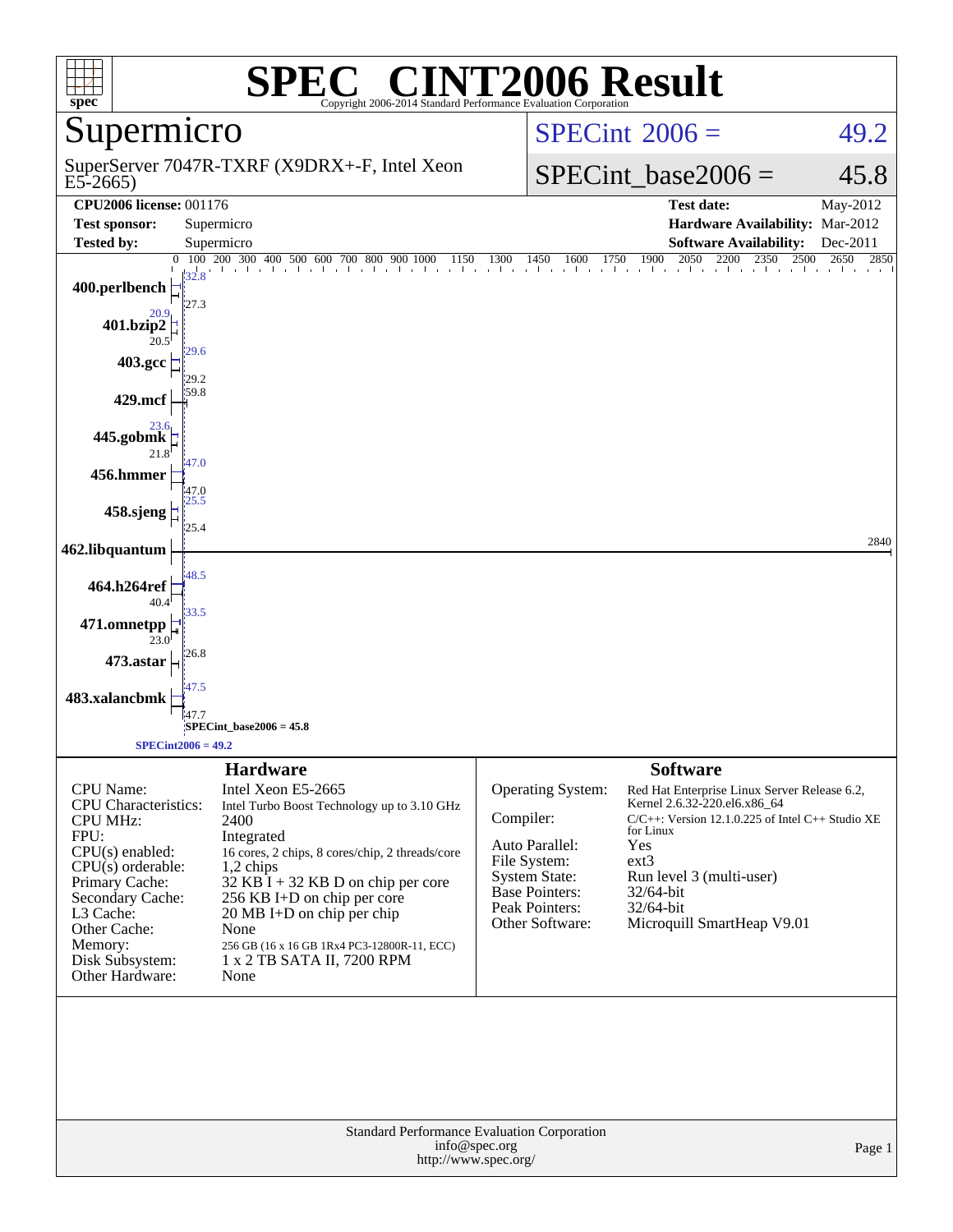# SPEC CINT2006 Result

Copyright 2006-2014 Standard Performance Evaluation Corporation

## Supermicro

SuperServer 7047R-TXRF (X9DRX+-F, Intel Xeon E5-2665)

SPECint_2006 = 49.2

SPECint_base2006 = 45.8

| | | | |
|---|---|---|---|
| **CPU2006 license:** 001176 | | **Test date:** | May-2012 |
| **Test sponsor:** | Supermicro | **Hardware Availability:** | Mar-2012 |
| **Tested by:** | Supermicro | **Software Availability:** | Dec-2011 |

| Benchmark | Peak | Base |
|---|---|---|
| 400.perlbench | 32.8 | 27.3 |
| 401.bzip2 | 20.9 | 20.5 |
| 403.gcc | 29.6 | 29.2 |
| 429.mcf | 59.8 | |
| 445.gobmk | 23.6 | 21.8 |
| 456.hmmer | 47.0 | 47.0 |
| 458.sjeng | 25.5 | 25.4 |
| 462.libquantum | 2840 | |
| 464.h264ref | 48.5 | 40.4 |
| 471.omnetpp | 33.5 | 23.0 |
| 473.astar | 26.8 | |
| 483.xalancbmk | 47.5 | 47.7 |

SPECint_base2006 = 45.8

SPECint2006 = 49.2

## Hardware

| | |
|---|---|
| CPU Name: | Intel Xeon E5-2665 |
| CPU Characteristics: | Intel Turbo Boost Technology up to 3.10 GHz |
| CPU MHz: | 2400 |
| FPU: | Integrated |
| CPU(s) enabled: | 16 cores, 2 chips, 8 cores/chip, 2 threads/core |
| CPU(s) orderable: | 1,2 chips |
| Primary Cache: | 32 KB I + 32 KB D on chip per core |
| Secondary Cache: | 256 KB I+D on chip per core |
| L3 Cache: | 20 MB I+D on chip per chip |
| Other Cache: | None |
| Memory: | 256 GB (16 x 16 GB 1Rx4 PC3-12800R-11, ECC) |
| Disk Subsystem: | 1 x 2 TB SATA II, 7200 RPM |
| Other Hardware: | None |

## Software

| | |
|---|---|
| Operating System: | Red Hat Enterprise Linux Server Release 6.2, Kernel 2.6.32-220.el6.x86_64 |
| Compiler: | C/C++: Version 12.1.0.225 of Intel C++ Studio XE for Linux |
| Auto Parallel: | Yes |
| File System: | ext3 |
| System State: | Run level 3 (multi-user) |
| Base Pointers: | 32/64-bit |
| Peak Pointers: | 32/64-bit |
| Other Software: | Microquill SmartHeap V9.01 |

Standard Performance Evaluation Corporation
info@spec.org
http://www.spec.org/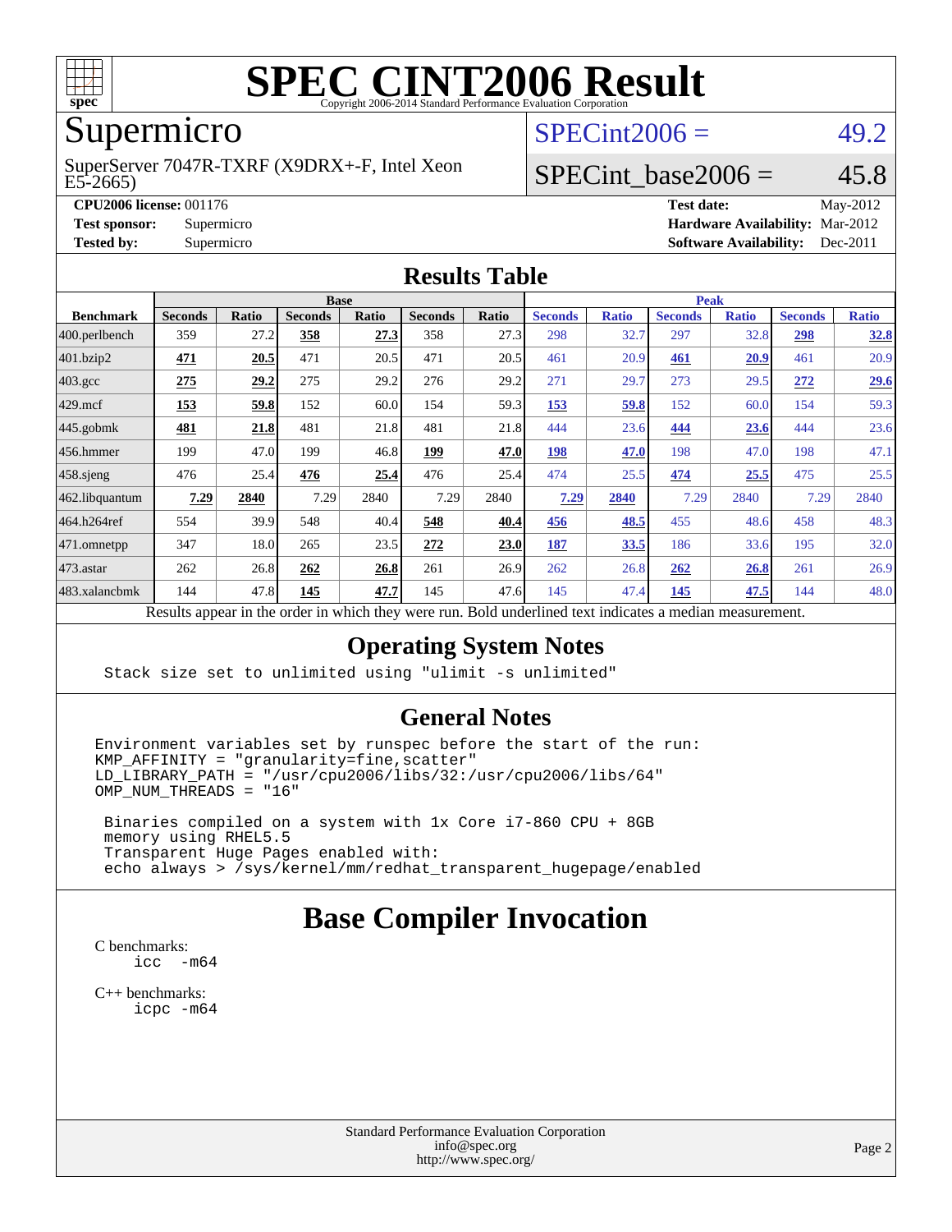# SPEC CINT2006 Result

Copyright 2006-2014 Standard Performance Evaluation Corporation

## Supermicro

SuperServer 7047R-TXRF (X9DRX+-F, Intel Xeon E5-2665)

SPECint2006 = 49.2

SPECint_base2006 = 45.8

| | | | |
|---|---|---|---|
| **CPU2006 license:** | 001176 | **Test date:** | May-2012 |
| **Test sponsor:** | Supermicro | **Hardware Availability:** | Mar-2012 |
| **Tested by:** | Supermicro | **Software Availability:** | Dec-2011 |

## Results Table

| | Base | | | | | | Peak | | | | | |
|---|---|---|---|---|---|---|---|---|---|---|---|---|
| **Benchmark** | **Seconds** | **Ratio** | **Seconds** | **Ratio** | **Seconds** | **Ratio** | **Seconds** | **Ratio** | **Seconds** | **Ratio** | **Seconds** | **Ratio** |
| 400.perlbench | 359 | 27.2 | **358** | **27.3** | 358 | 27.3 | 298 | 32.7 | 297 | 32.8 | **298** | **32.8** |
| 401.bzip2 | **471** | **20.5** | 471 | 20.5 | 471 | 20.5 | 461 | 20.9 | **461** | **20.9** | 461 | 20.9 |
| 403.gcc | **275** | **29.2** | 275 | 29.2 | 276 | 29.2 | 271 | 29.7 | 273 | 29.5 | **272** | **29.6** |
| 429.mcf | **153** | **59.8** | 152 | 60.0 | 154 | 59.3 | **153** | **59.8** | 152 | 60.0 | 154 | 59.3 |
| 445.gobmk | **481** | **21.8** | 481 | 21.8 | 481 | 21.8 | 444 | 23.6 | **444** | **23.6** | 444 | 23.6 |
| 456.hmmer | 199 | 47.0 | 199 | 46.8 | **199** | **47.0** | **198** | **47.0** | 198 | 47.0 | 198 | 47.1 |
| 458.sjeng | 476 | 25.4 | **476** | **25.4** | 476 | 25.4 | 474 | 25.5 | **474** | **25.5** | 475 | 25.5 |
| 462.libquantum | **7.29** | **2840** | 7.29 | 2840 | 7.29 | 2840 | **7.29** | **2840** | 7.29 | 2840 | 7.29 | 2840 |
| 464.h264ref | 554 | 39.9 | 548 | 40.4 | **548** | **40.4** | **456** | **48.5** | 455 | 48.6 | 458 | 48.3 |
| 471.omnetpp | 347 | 18.0 | 265 | 23.5 | **272** | **23.0** | **187** | **33.5** | 186 | 33.6 | 195 | 32.0 |
| 473.astar | 262 | 26.8 | **262** | **26.8** | 261 | 26.9 | 262 | 26.8 | **262** | **26.8** | 261 | 26.9 |
| 483.xalancbmk | 144 | 47.8 | **145** | **47.7** | 145 | 47.6 | 145 | 47.4 | **145** | **47.5** | 144 | 48.0 |

Results appear in the order in which they were run. Bold underlined text indicates a median measurement.

## Operating System Notes

```
Stack size set to unlimited using "ulimit -s unlimited"
```

## General Notes

```
Environment variables set by runspec before the start of the run:
KMP_AFFINITY = "granularity=fine,scatter"
LD_LIBRARY_PATH = "/usr/cpu2006/libs/32:/usr/cpu2006/libs/64"
OMP_NUM_THREADS = "16"

 Binaries compiled on a system with 1x Core i7-860 CPU + 8GB
 memory using RHEL5.5
 Transparent Huge Pages enabled with:
 echo always > /sys/kernel/mm/redhat_transparent_hugepage/enabled
```

# Base Compiler Invocation

C benchmarks:

```
icc  -m64
```

C++ benchmarks:

```
icpc -m64
```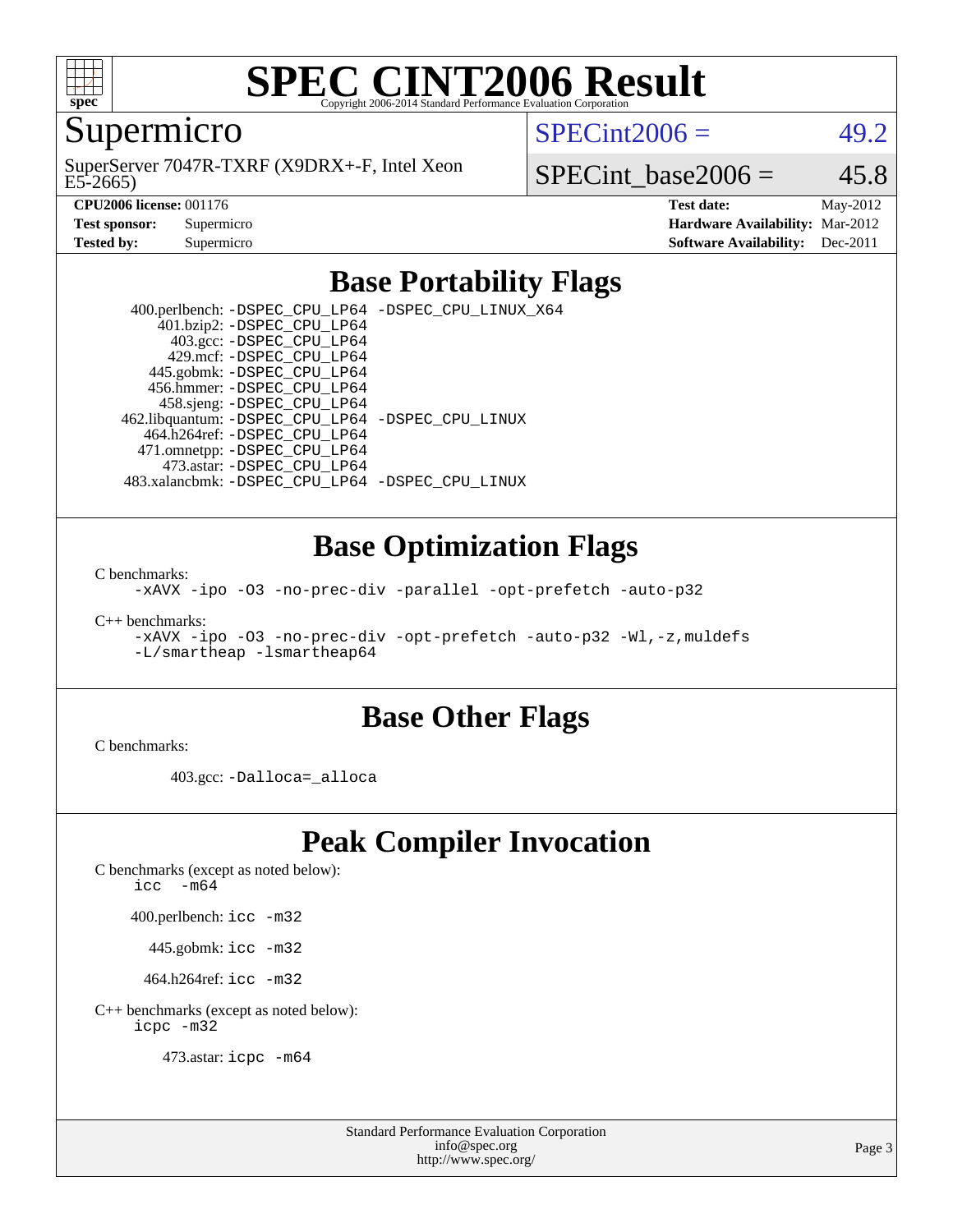# SPEC CINT2006 Result

Copyright 2006-2014 Standard Performance Evaluation Corporation

## Supermicro

SuperServer 7047R-TXRF (X9DRX+-F, Intel Xeon E5-2665)

SPECint2006 = 49.2

SPECint_base2006 = 45.8

| | | | |
|---|---|---|---|
| **CPU2006 license:** 001176 | | **Test date:** | May-2012 |
| **Test sponsor:** | Supermicro | **Hardware Availability:** | Mar-2012 |
| **Tested by:** | Supermicro | **Software Availability:** | Dec-2011 |

## Base Portability Flags

400.perlbench: `-DSPEC_CPU_LP64 -DSPEC_CPU_LINUX_X64`
401.bzip2: `-DSPEC_CPU_LP64`
403.gcc: `-DSPEC_CPU_LP64`
429.mcf: `-DSPEC_CPU_LP64`
445.gobmk: `-DSPEC_CPU_LP64`
456.hmmer: `-DSPEC_CPU_LP64`
458.sjeng: `-DSPEC_CPU_LP64`
462.libquantum: `-DSPEC_CPU_LP64 -DSPEC_CPU_LINUX`
464.h264ref: `-DSPEC_CPU_LP64`
471.omnetpp: `-DSPEC_CPU_LP64`
473.astar: `-DSPEC_CPU_LP64`
483.xalancbmk: `-DSPEC_CPU_LP64 -DSPEC_CPU_LINUX`

## Base Optimization Flags

C benchmarks:

`-xAVX -ipo -O3 -no-prec-div -parallel -opt-prefetch -auto-p32`

C++ benchmarks:

`-xAVX -ipo -O3 -no-prec-div -opt-prefetch -auto-p32 -Wl,-z,muldefs -L/smartheap -lsmartheap64`

## Base Other Flags

C benchmarks:

403.gcc: `-Dalloca=_alloca`

## Peak Compiler Invocation

C benchmarks (except as noted below):
`icc -m64`

400.perlbench: `icc -m32`

445.gobmk: `icc -m32`

464.h264ref: `icc -m32`

C++ benchmarks (except as noted below):
`icpc -m32`

473.astar: `icpc -m64`

Standard Performance Evaluation Corporation
info@spec.org
http://www.spec.org/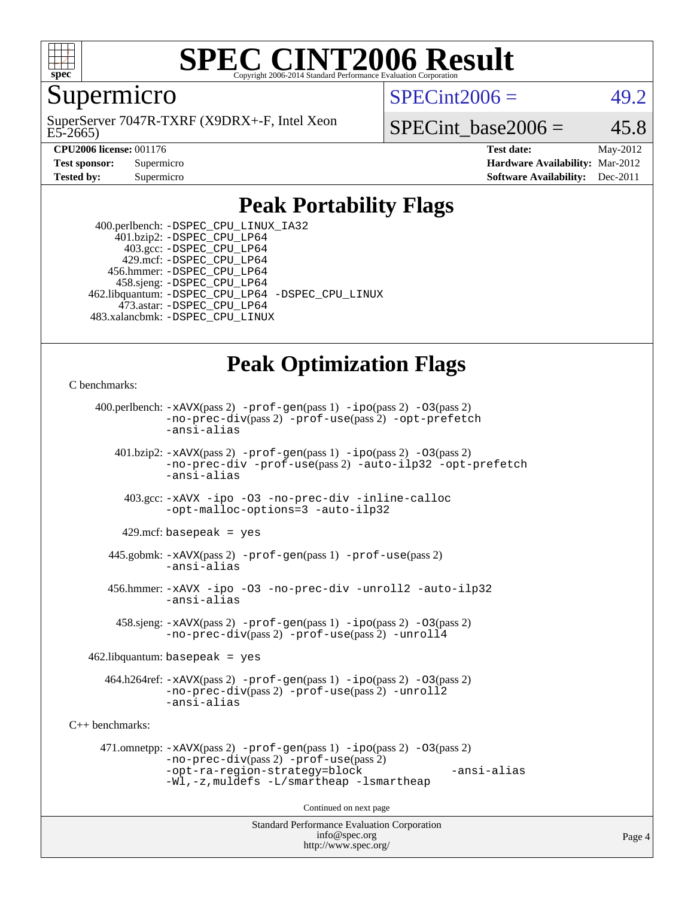# SPEC CINT2006 Result

Copyright 2006-2014 Standard Performance Evaluation Corporation

## Supermicro

SuperServer 7047R-TXRF (X9DRX+-F, Intel Xeon E5-2665)

SPECint2006 = 49.2

SPECint_base2006 = 45.8

| | | | |
|---|---|---|---|
| **CPU2006 license:** 001176 | | **Test date:** | May-2012 |
| **Test sponsor:** | Supermicro | **Hardware Availability:** | Mar-2012 |
| **Tested by:** | Supermicro | **Software Availability:** | Dec-2011 |

## Peak Portability Flags

400.perlbench: -DSPEC_CPU_LINUX_IA32
401.bzip2: -DSPEC_CPU_LP64
403.gcc: -DSPEC_CPU_LP64
429.mcf: -DSPEC_CPU_LP64
456.hmmer: -DSPEC_CPU_LP64
458.sjeng: -DSPEC_CPU_LP64
462.libquantum: -DSPEC_CPU_LP64 -DSPEC_CPU_LINUX
473.astar: -DSPEC_CPU_LP64
483.xalancbmk: -DSPEC_CPU_LINUX

## Peak Optimization Flags

C benchmarks:

400.perlbench: -xAVX(pass 2) -prof-gen(pass 1) -ipo(pass 2) -O3(pass 2) -no-prec-div(pass 2) -prof-use(pass 2) -opt-prefetch -ansi-alias

401.bzip2: -xAVX(pass 2) -prof-gen(pass 1) -ipo(pass 2) -O3(pass 2) -no-prec-div -prof-use(pass 2) -auto-ilp32 -opt-prefetch -ansi-alias

403.gcc: -xAVX -ipo -O3 -no-prec-div -inline-calloc -opt-malloc-options=3 -auto-ilp32

429.mcf: basepeak = yes

445.gobmk: -xAVX(pass 2) -prof-gen(pass 1) -prof-use(pass 2) -ansi-alias

456.hmmer: -xAVX -ipo -O3 -no-prec-div -unroll2 -auto-ilp32 -ansi-alias

458.sjeng: -xAVX(pass 2) -prof-gen(pass 1) -ipo(pass 2) -O3(pass 2) -no-prec-div(pass 2) -prof-use(pass 2) -unroll4

462.libquantum: basepeak = yes

464.h264ref: -xAVX(pass 2) -prof-gen(pass 1) -ipo(pass 2) -O3(pass 2) -no-prec-div(pass 2) -prof-use(pass 2) -unroll2 -ansi-alias

C++ benchmarks:

471.omnetpp: -xAVX(pass 2) -prof-gen(pass 1) -ipo(pass 2) -O3(pass 2) -no-prec-div(pass 2) -prof-use(pass 2) -opt-ra-region-strategy=block -ansi-alias -Wl,-z,muldefs -L/smartheap -lsmartheap

Continued on next page

Standard Performance Evaluation Corporation
info@spec.org
http://www.spec.org/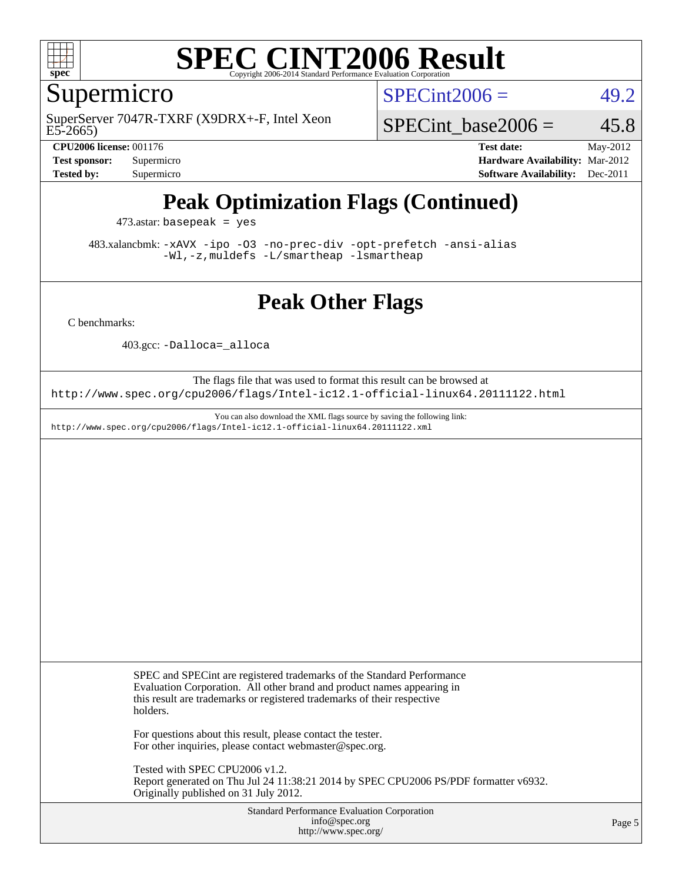# Peak Optimization Flags (Continued)

473.astar: `basepeak = yes`

483.xalancbmk: `-xAVX -ipo -O3 -no-prec-div -opt-prefetch -ansi-alias -Wl,-z,muldefs -L/smartheap -lsmartheap`

# Peak Other Flags

C benchmarks:

403.gcc: `-Dalloca=_alloca`

The flags file that was used to format this result can be browsed at
http://www.spec.org/cpu2006/flags/Intel-ic12.1-official-linux64.20111122.html

You can also download the XML flags source by saving the following link:
http://www.spec.org/cpu2006/flags/Intel-ic12.1-official-linux64.20111122.xml

SPEC and SPECint are registered trademarks of the Standard Performance Evaluation Corporation. All other brand and product names appearing in this result are trademarks or registered trademarks of their respective holders.

For questions about this result, please contact the tester.
For other inquiries, please contact webmaster@spec.org.

Tested with SPEC CPU2006 v1.2.
Report generated on Thu Jul 24 11:38:21 2014 by SPEC CPU2006 PS/PDF formatter v6932.
Originally published on 31 July 2012.